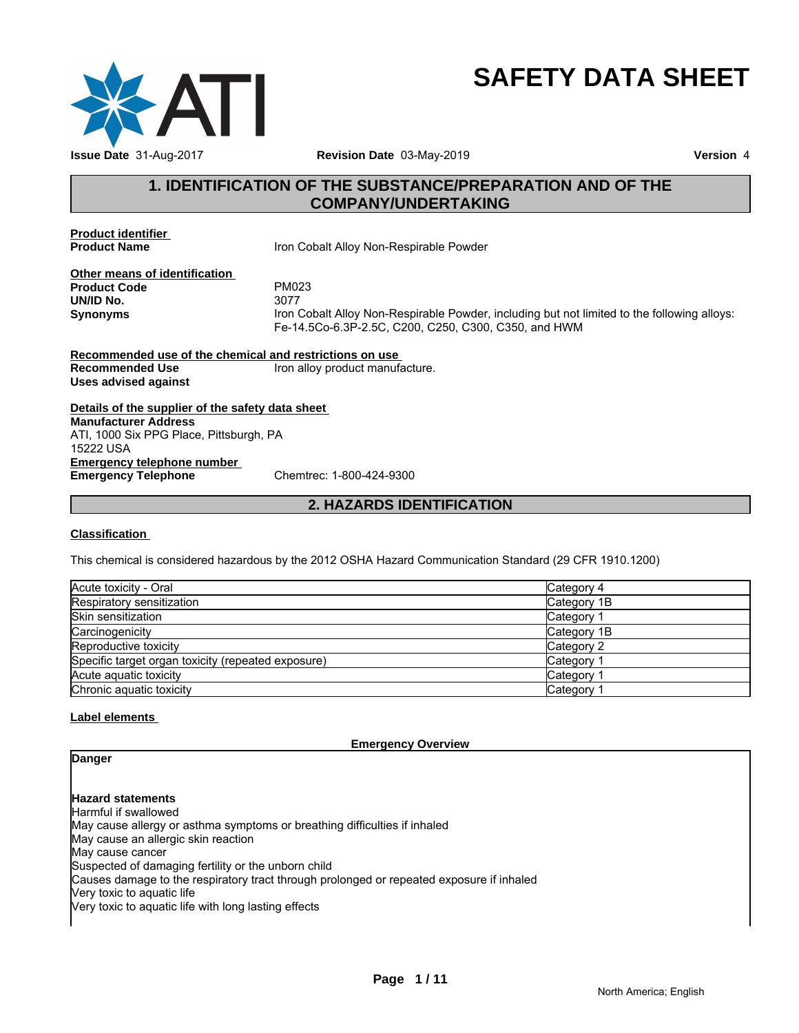# SAFETY DATA SHEET

**Issue Date** 31-Aug-2017 **Revision Date** 03-May-2019 **Version** 4

## 1. IDENTIFICATION OF THE SUBSTANCE/PREPARATION AND OF THE COMPANY/UNDERTAKING

**Product identifier**

**Product Name** Iron Cobalt Alloy Non-Respirable Powder

**Other means of identification**

**Product Code** PM023

**UN/ID No.** 3077

**Synonyms** Iron Cobalt Alloy Non-Respirable Powder, including but not limited to the following alloys: Fe-14.5Co-6.3P-2.5C, C200, C250, C300, C350, and HWM

**Recommended use of the chemical and restrictions on use**

**Recommended Use** Iron alloy product manufacture.

**Uses advised against**

**Details of the supplier of the safety data sheet**

**Manufacturer Address**
ATI, 1000 Six PPG Place, Pittsburgh, PA
15222 USA

**Emergency telephone number**

**Emergency Telephone** Chemtrec: 1-800-424-9300

## 2. HAZARDS IDENTIFICATION

**Classification**

This chemical is considered hazardous by the 2012 OSHA Hazard Communication Standard (29 CFR 1910.1200)

| | |
|---|---|
| Acute toxicity - Oral | Category 4 |
| Respiratory sensitization | Category 1B |
| Skin sensitization | Category 1 |
| Carcinogenicity | Category 1B |
| Reproductive toxicity | Category 2 |
| Specific target organ toxicity (repeated exposure) | Category 1 |
| Acute aquatic toxicity | Category 1 |
| Chronic aquatic toxicity | Category 1 |

**Label elements**

**Emergency Overview**

**Danger**

**Hazard statements**

Harmful if swallowed
May cause allergy or asthma symptoms or breathing difficulties if inhaled
May cause an allergic skin reaction
May cause cancer
Suspected of damaging fertility or the unborn child
Causes damage to the respiratory tract through prolonged or repeated exposure if inhaled
Very toxic to aquatic life
Very toxic to aquatic life with long lasting effects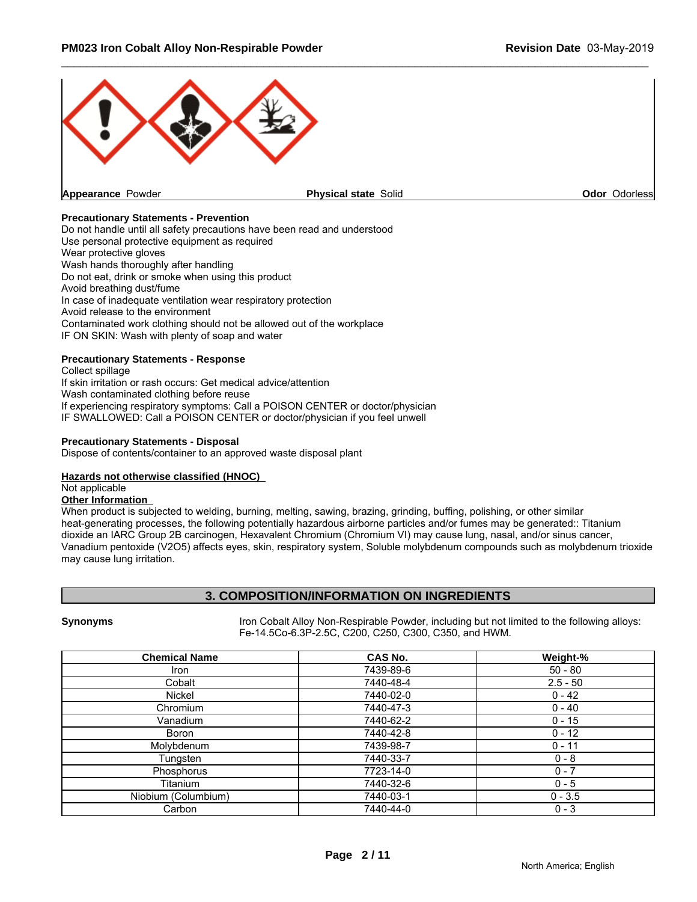**Appearance** Powder **Physical state** Solid **Odor** Odorless

**Precautionary Statements - Prevention**

Do not handle until all safety precautions have been read and understood
Use personal protective equipment as required
Wear protective gloves
Wash hands thoroughly after handling
Do not eat, drink or smoke when using this product
Avoid breathing dust/fume
In case of inadequate ventilation wear respiratory protection
Avoid release to the environment
Contaminated work clothing should not be allowed out of the workplace
IF ON SKIN: Wash with plenty of soap and water

**Precautionary Statements - Response**

Collect spillage
If skin irritation or rash occurs: Get medical advice/attention
Wash contaminated clothing before reuse
If experiencing respiratory symptoms: Call a POISON CENTER or doctor/physician
IF SWALLOWED: Call a POISON CENTER or doctor/physician if you feel unwell

**Precautionary Statements - Disposal**

Dispose of contents/container to an approved waste disposal plant

**Hazards not otherwise classified (HNOC)**

Not applicable

**Other Information**

When product is subjected to welding, burning, melting, sawing, brazing, grinding, buffing, polishing, or other similar heat-generating processes, the following potentially hazardous airborne particles and/or fumes may be generated:: Titanium dioxide an IARC Group 2B carcinogen, Hexavalent Chromium (Chromium VI) may cause lung, nasal, and/or sinus cancer, Vanadium pentoxide (V2O5) affects eyes, skin, respiratory system, Soluble molybdenum compounds such as molybdenum trioxide may cause lung irritation.

## 3. COMPOSITION/INFORMATION ON INGREDIENTS

**Synonyms** Iron Cobalt Alloy Non-Respirable Powder, including but not limited to the following alloys: Fe-14.5Co-6.3P-2.5C, C200, C250, C300, C350, and HWM.

| Chemical Name | CAS No. | Weight-% |
|---|---|---|
| Iron | 7439-89-6 | 50 - 80 |
| Cobalt | 7440-48-4 | 2.5 - 50 |
| Nickel | 7440-02-0 | 0 - 42 |
| Chromium | 7440-47-3 | 0 - 40 |
| Vanadium | 7440-62-2 | 0 - 15 |
| Boron | 7440-42-8 | 0 - 12 |
| Molybdenum | 7439-98-7 | 0 - 11 |
| Tungsten | 7440-33-7 | 0 - 8 |
| Phosphorus | 7723-14-0 | 0 - 7 |
| Titanium | 7440-32-6 | 0 - 5 |
| Niobium (Columbium) | 7440-03-1 | 0 - 3.5 |
| Carbon | 7440-44-0 | 0 - 3 |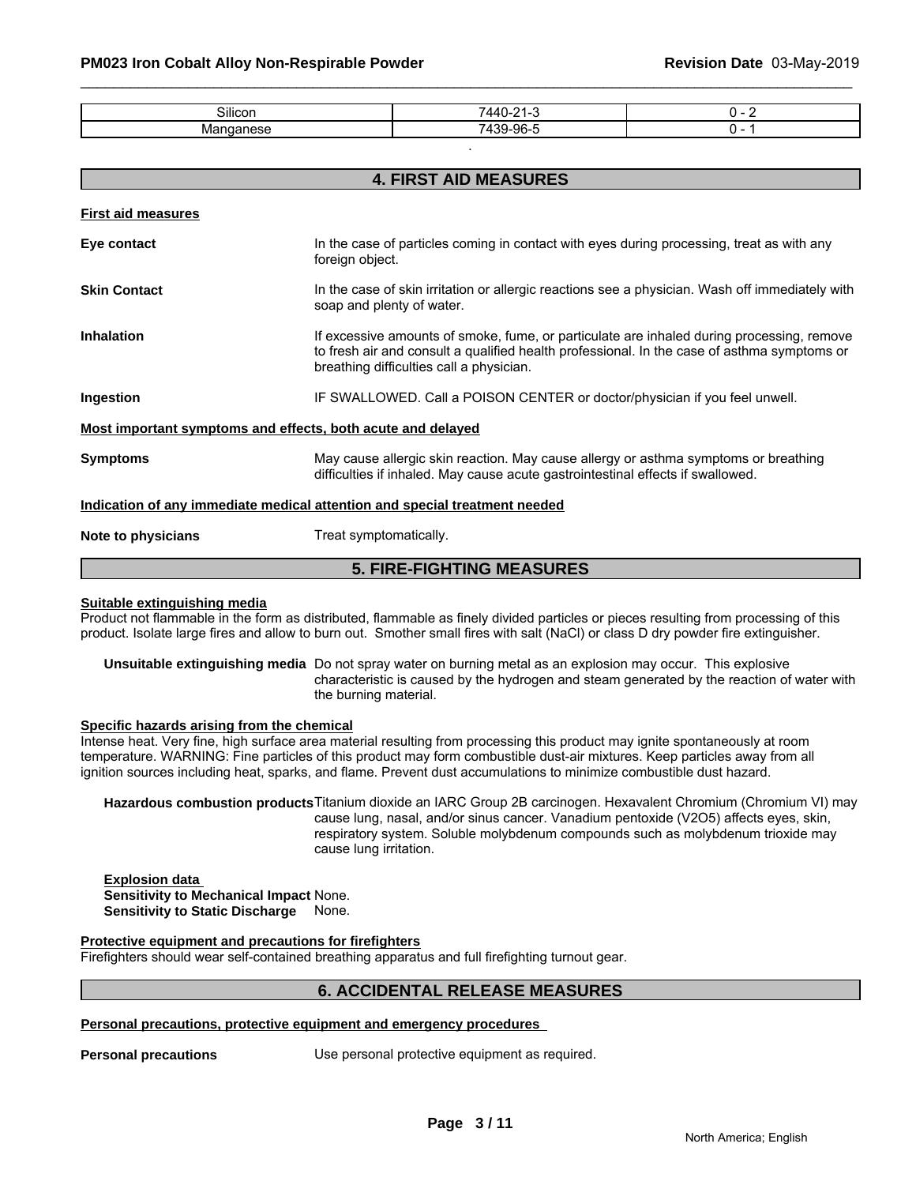| Silicon | 7440-21-3 | 0 - 2 |
| --- | --- | --- |
| Manganese | 7439-96-5 | 0 - 1 |

.

## 4. FIRST AID MEASURES

**First aid measures**

**Eye contact** In the case of particles coming in contact with eyes during processing, treat as with any foreign object.

**Skin Contact** In the case of skin irritation or allergic reactions see a physician. Wash off immediately with soap and plenty of water.

**Inhalation** If excessive amounts of smoke, fume, or particulate are inhaled during processing, remove to fresh air and consult a qualified health professional. In the case of asthma symptoms or breathing difficulties call a physician.

**Ingestion** IF SWALLOWED. Call a POISON CENTER or doctor/physician if you feel unwell.

**Most important symptoms and effects, both acute and delayed**

**Symptoms** May cause allergic skin reaction. May cause allergy or asthma symptoms or breathing difficulties if inhaled. May cause acute gastrointestinal effects if swallowed.

**Indication of any immediate medical attention and special treatment needed**

**Note to physicians** Treat symptomatically.

## 5. FIRE-FIGHTING MEASURES

**Suitable extinguishing media**

Product not flammable in the form as distributed, flammable as finely divided particles or pieces resulting from processing of this product. Isolate large fires and allow to burn out. Smother small fires with salt (NaCl) or class D dry powder fire extinguisher.

**Unsuitable extinguishing media** Do not spray water on burning metal as an explosion may occur. This explosive characteristic is caused by the hydrogen and steam generated by the reaction of water with the burning material.

**Specific hazards arising from the chemical**

Intense heat. Very fine, high surface area material resulting from processing this product may ignite spontaneously at room temperature. WARNING: Fine particles of this product may form combustible dust-air mixtures. Keep particles away from all ignition sources including heat, sparks, and flame. Prevent dust accumulations to minimize combustible dust hazard.

**Hazardous combustion products** Titanium dioxide an IARC Group 2B carcinogen. Hexavalent Chromium (Chromium VI) may cause lung, nasal, and/or sinus cancer. Vanadium pentoxide ($V_2O_5$) affects eyes, skin, respiratory system. Soluble molybdenum compounds such as molybdenum trioxide may cause lung irritation.

**Explosion data**
**Sensitivity to Mechanical Impact** None.
**Sensitivity to Static Discharge** None.

**Protective equipment and precautions for firefighters**

Firefighters should wear self-contained breathing apparatus and full firefighting turnout gear.

## 6. ACCIDENTAL RELEASE MEASURES

**Personal precautions, protective equipment and emergency procedures**

**Personal precautions** Use personal protective equipment as required.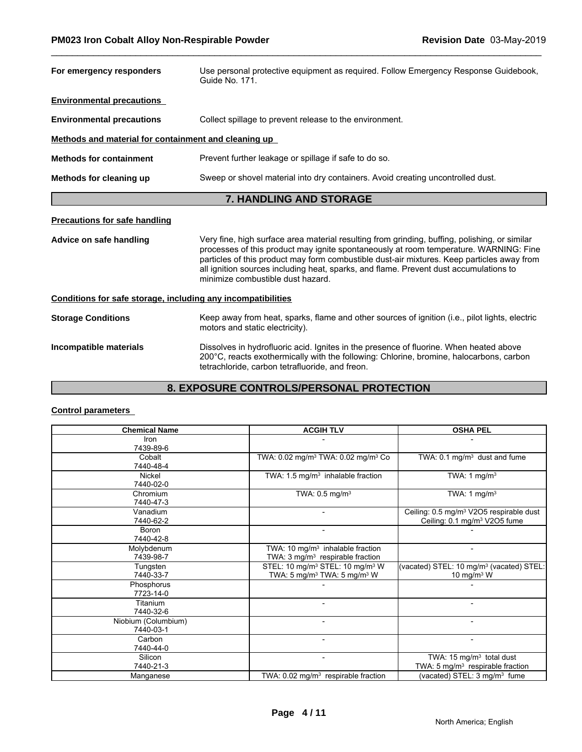| | |
|---|---|
| **For emergency responders** | Use personal protective equipment as required. Follow Emergency Response Guidebook, Guide No. 171. |

**Environmental precautions**

| | |
|---|---|
| **Environmental precautions** | Collect spillage to prevent release to the environment. |

**Methods and material for containment and cleaning up**

| | |
|---|---|
| **Methods for containment** | Prevent further leakage or spillage if safe to do so. |
| **Methods for cleaning up** | Sweep or shovel material into dry containers. Avoid creating uncontrolled dust. |

## 7. HANDLING AND STORAGE

**Precautions for safe handling**

| | |
|---|---|
| **Advice on safe handling** | Very fine, high surface area material resulting from grinding, buffing, polishing, or similar processes of this product may ignite spontaneously at room temperature. WARNING: Fine particles of this product may form combustible dust-air mixtures. Keep particles away from all ignition sources including heat, sparks, and flame. Prevent dust accumulations to minimize combustible dust hazard. |

**Conditions for safe storage, including any incompatibilities**

| | |
|---|---|
| **Storage Conditions** | Keep away from heat, sparks, flame and other sources of ignition (i.e., pilot lights, electric motors and static electricity). |
| **Incompatible materials** | Dissolves in hydrofluoric acid. Ignites in the presence of fluorine. When heated above 200°C, reacts exothermically with the following: Chlorine, bromine, halocarbons, carbon tetrachloride, carbon tetrafluoride, and freon. |

## 8. EXPOSURE CONTROLS/PERSONAL PROTECTION

**Control parameters**

| Chemical Name | ACGIH TLV | OSHA PEL |
|---|---|---|
| Iron 7439-89-6 | - | - |
| Cobalt 7440-48-4 | TWA: 0.02 mg/m$^3$ TWA: 0.02 mg/m$^3$ Co | TWA: 0.1 mg/m$^3$ dust and fume |
| Nickel 7440-02-0 | TWA: 1.5 mg/m$^3$ inhalable fraction | TWA: 1 mg/m$^3$ |
| Chromium 7440-47-3 | TWA: 0.5 mg/m$^3$ | TWA: 1 mg/m$^3$ |
| Vanadium 7440-62-2 | - | Ceiling: 0.5 mg/m$^3$ V2O5 respirable dust Ceiling: 0.1 mg/m$^3$ V2O5 fume |
| Boron 7440-42-8 | - | - |
| Molybdenum 7439-98-7 | TWA: 10 mg/m$^3$ inhalable fraction TWA: 3 mg/m$^3$ respirable fraction | - |
| Tungsten 7440-33-7 | STEL: 10 mg/m$^3$ STEL: 10 mg/m$^3$ W TWA: 5 mg/m$^3$ TWA: 5 mg/m$^3$ W | (vacated) STEL: 10 mg/m$^3$ (vacated) STEL: 10 mg/m$^3$ W |
| Phosphorus 7723-14-0 | - | - |
| Titanium 7440-32-6 | - | - |
| Niobium (Columbium) 7440-03-1 | - | - |
| Carbon 7440-44-0 | - | - |
| Silicon 7440-21-3 | - | TWA: 15 mg/m$^3$ total dust TWA: 5 mg/m$^3$ respirable fraction |
| Manganese | TWA: 0.02 mg/m$^3$ respirable fraction | (vacated) STEL: 3 mg/m$^3$ fume |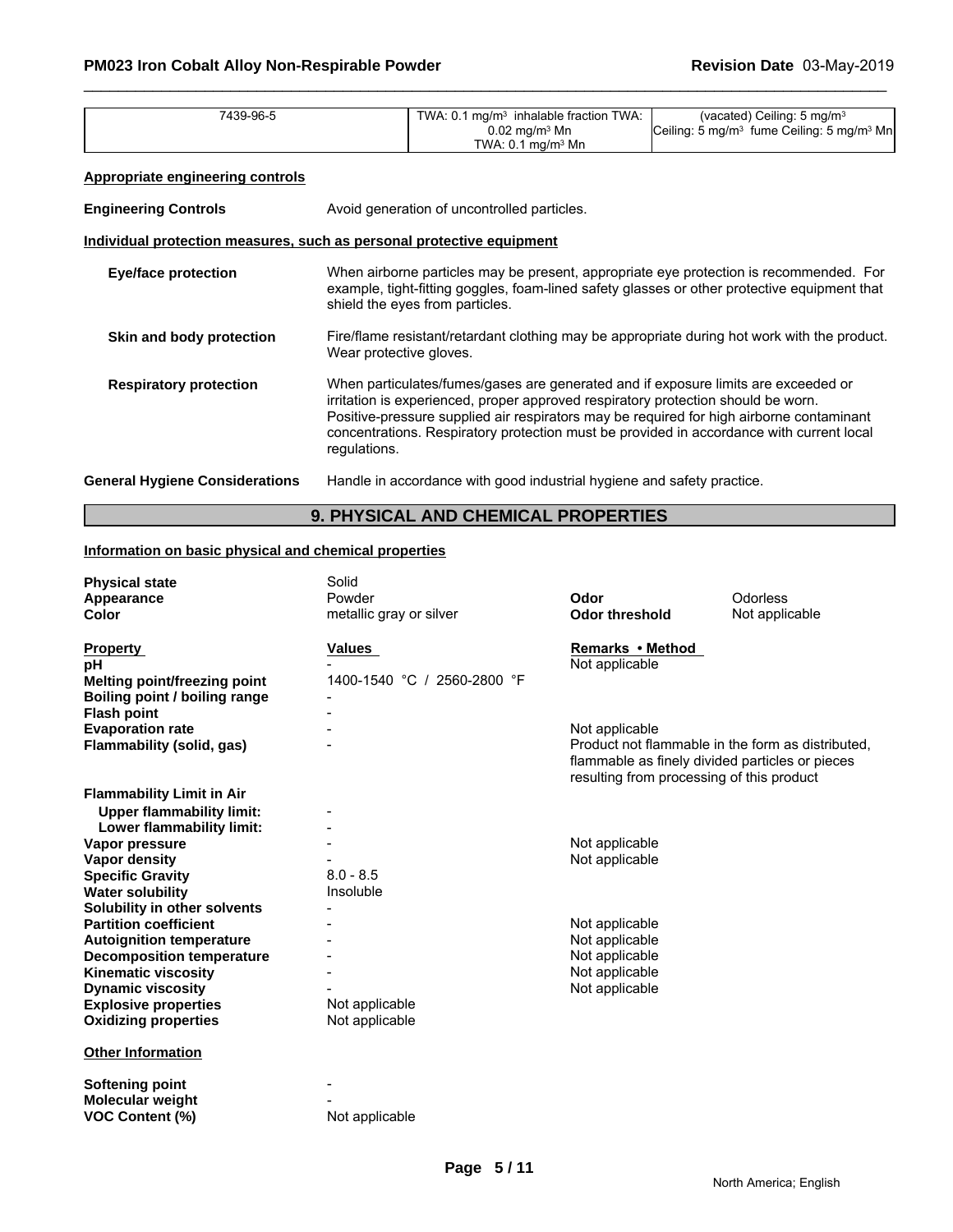| 7439-96-5 | TWA: 0.1 mg/m³ inhalable fraction TWA: 0.02 mg/m³ Mn TWA: 0.1 mg/m³ Mn | (vacated) Ceiling: 5 mg/m³ Ceiling: 5 mg/m³ fume Ceiling: 5 mg/m³ Mn |
|---|---|---|

**Appropriate engineering controls**

**Engineering Controls** Avoid generation of uncontrolled particles.

**Individual protection measures, such as personal protective equipment**

**Eye/face protection** When airborne particles may be present, appropriate eye protection is recommended. For example, tight-fitting goggles, foam-lined safety glasses or other protective equipment that shield the eyes from particles.

**Skin and body protection** Fire/flame resistant/retardant clothing may be appropriate during hot work with the product. Wear protective gloves.

**Respiratory protection** When particulates/fumes/gases are generated and if exposure limits are exceeded or irritation is experienced, proper approved respiratory protection should be worn. Positive-pressure supplied air respirators may be required for high airborne contaminant concentrations. Respiratory protection must be provided in accordance with current local regulations.

**General Hygiene Considerations** Handle in accordance with good industrial hygiene and safety practice.

## 9. PHYSICAL AND CHEMICAL PROPERTIES

**Information on basic physical and chemical properties**

| | | | |
|---|---|---|---|
| **Physical state** | Solid | | |
| **Appearance** | Powder | **Odor** | Odorless |
| **Color** | metallic gray or silver | **Odor threshold** | Not applicable |

| **Property** | **Values** | **Remarks • Method** |
|---|---|---|
| **pH** | - | Not applicable |
| **Melting point/freezing point** | 1400-1540 °C / 2560-2800 °F | |
| **Boiling point / boiling range** | - | |
| **Flash point** | - | |
| **Evaporation rate** | - | Not applicable |
| **Flammability (solid, gas)** | - | Product not flammable in the form as distributed, flammable as finely divided particles or pieces resulting from processing of this product |
| **Flammability Limit in Air** | | |
| **Upper flammability limit:** | - | |
| **Lower flammability limit:** | - | |
| **Vapor pressure** | - | Not applicable |
| **Vapor density** | - | Not applicable |
| **Specific Gravity** | 8.0 - 8.5 | |
| **Water solubility** | Insoluble | |
| **Solubility in other solvents** | - | |
| **Partition coefficient** | - | Not applicable |
| **Autoignition temperature** | - | Not applicable |
| **Decomposition temperature** | - | Not applicable |
| **Kinematic viscosity** | - | Not applicable |
| **Dynamic viscosity** | - | Not applicable |
| **Explosive properties** | Not applicable | |
| **Oxidizing properties** | Not applicable | |

**Other Information**

| | |
|---|---|
| **Softening point** | - |
| **Molecular weight** | - |
| **VOC Content (%)** | Not applicable |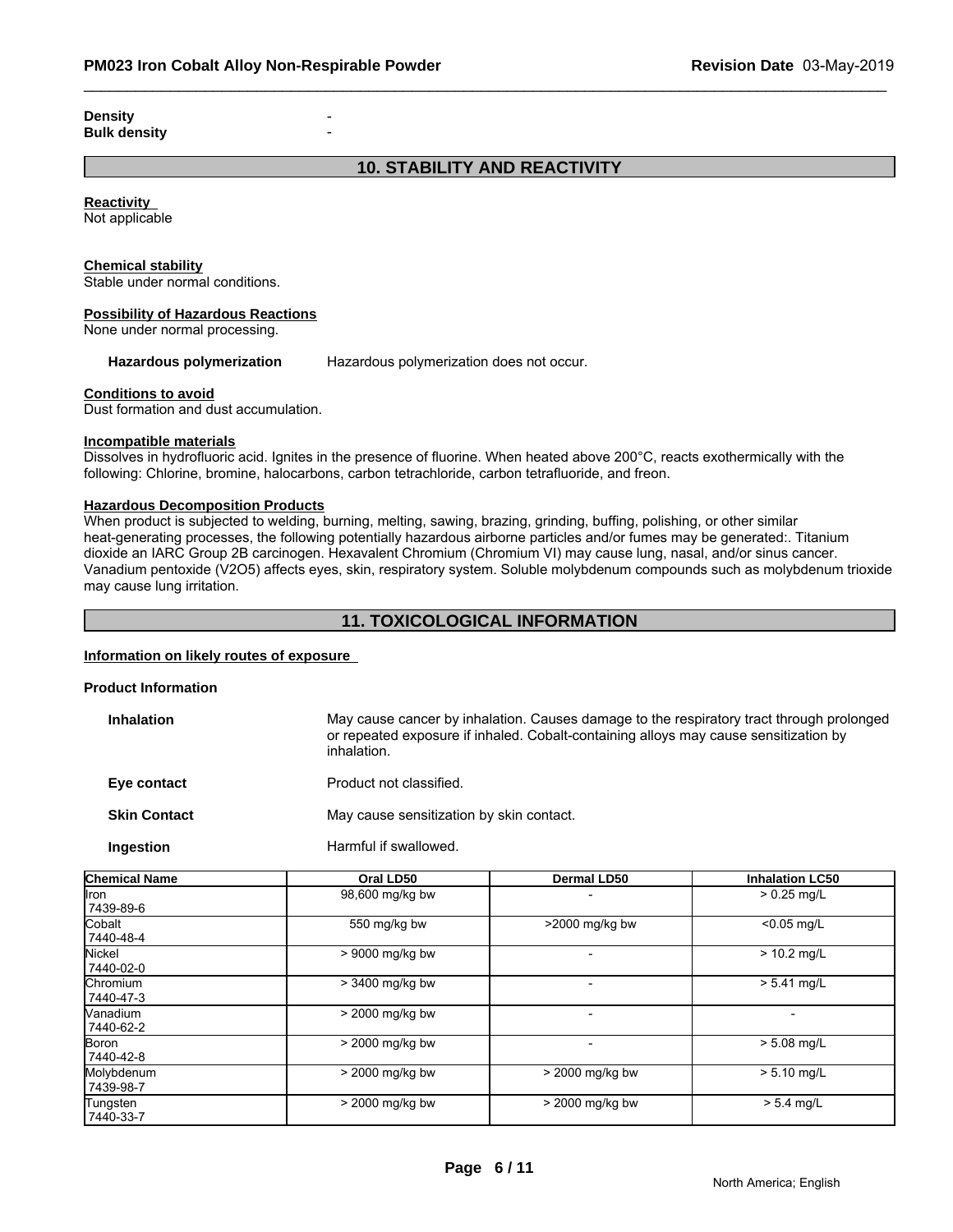| | |
|---|---|
| **Density** | - |
| **Bulk density** | - |

## 10. STABILITY AND REACTIVITY

**Reactivity**
Not applicable

**Chemical stability**
Stable under normal conditions.

**Possibility of Hazardous Reactions**
None under normal processing.

**Hazardous polymerization** Hazardous polymerization does not occur.

**Conditions to avoid**
Dust formation and dust accumulation.

**Incompatible materials**
Dissolves in hydrofluoric acid. Ignites in the presence of fluorine. When heated above 200°C, reacts exothermically with the following: Chlorine, bromine, halocarbons, carbon tetrachloride, carbon tetrafluoride, and freon.

**Hazardous Decomposition Products**
When product is subjected to welding, burning, melting, sawing, brazing, grinding, buffing, polishing, or other similar heat-generating processes, the following potentially hazardous airborne particles and/or fumes may be generated:. Titanium dioxide an IARC Group 2B carcinogen. Hexavalent Chromium (Chromium VI) may cause lung, nasal, and/or sinus cancer. Vanadium pentoxide (V2O5) affects eyes, skin, respiratory system. Soluble molybdenum compounds such as molybdenum trioxide may cause lung irritation.

## 11. TOXICOLOGICAL INFORMATION

**Information on likely routes of exposure**

**Product Information**

| | |
|---|---|
| **Inhalation** | May cause cancer by inhalation. Causes damage to the respiratory tract through prolonged or repeated exposure if inhaled. Cobalt-containing alloys may cause sensitization by inhalation. |
| **Eye contact** | Product not classified. |
| **Skin Contact** | May cause sensitization by skin contact. |
| **Ingestion** | Harmful if swallowed. |

| Chemical Name | Oral LD50 | Dermal LD50 | Inhalation LC50 |
|---|---|---|---|
| Iron 7439-89-6 | 98,600 mg/kg bw | - | > 0.25 mg/L |
| Cobalt 7440-48-4 | 550 mg/kg bw | >2000 mg/kg bw | <0.05 mg/L |
| Nickel 7440-02-0 | > 9000 mg/kg bw | - | > 10.2 mg/L |
| Chromium 7440-47-3 | > 3400 mg/kg bw | - | > 5.41 mg/L |
| Vanadium 7440-62-2 | > 2000 mg/kg bw | - | - |
| Boron 7440-42-8 | > 2000 mg/kg bw | - | > 5.08 mg/L |
| Molybdenum 7439-98-7 | > 2000 mg/kg bw | > 2000 mg/kg bw | > 5.10 mg/L |
| Tungsten 7440-33-7 | > 2000 mg/kg bw | > 2000 mg/kg bw | > 5.4 mg/L |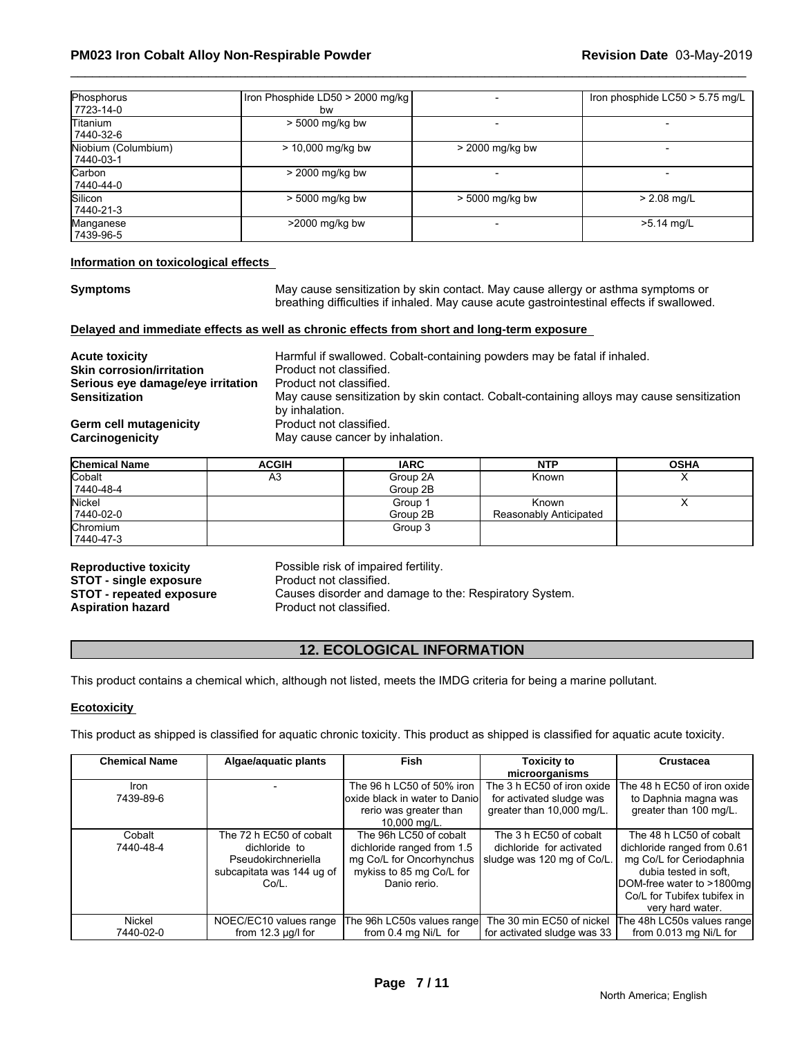| | | | |
|---|---|---|---|
| Phosphorus<br>7723-14-0 | Iron Phosphide LD50 > 2000 mg/kg bw | - | Iron phosphide LC50 > 5.75 mg/L |
| Titanium<br>7440-32-6 | > 5000 mg/kg bw | - | - |
| Niobium (Columbium)<br>7440-03-1 | > 10,000 mg/kg bw | > 2000 mg/kg bw | - |
| Carbon<br>7440-44-0 | > 2000 mg/kg bw | - | - |
| Silicon<br>7440-21-3 | > 5000 mg/kg bw | > 5000 mg/kg bw | > 2.08 mg/L |
| Manganese<br>7439-96-5 | >2000 mg/kg bw | - | >5.14 mg/L |

**Information on toxicological effects**

**Symptoms** May cause sensitization by skin contact. May cause allergy or asthma symptoms or breathing difficulties if inhaled. May cause acute gastrointestinal effects if swallowed.

**Delayed and immediate effects as well as chronic effects from short and long-term exposure**

**Acute toxicity** Harmful if swallowed. Cobalt-containing powders may be fatal if inhaled.
**Skin corrosion/irritation** Product not classified.
**Serious eye damage/eye irritation** Product not classified.
**Sensitization** May cause sensitization by skin contact. Cobalt-containing alloys may cause sensitization by inhalation.
**Germ cell mutagenicity** Product not classified.
**Carcinogenicity** May cause cancer by inhalation.

| Chemical Name | ACGIH | IARC | NTP | OSHA |
|---|---|---|---|---|
| Cobalt<br>7440-48-4 | A3 | Group 2A<br>Group 2B | Known | X |
| Nickel<br>7440-02-0 | | Group 1<br>Group 2B | Known<br>Reasonably Anticipated | X |
| Chromium<br>7440-47-3 | | Group 3 | | |

**Reproductive toxicity** Possible risk of impaired fertility.
**STOT - single exposure** Product not classified.
**STOT - repeated exposure** Causes disorder and damage to the: Respiratory System.
**Aspiration hazard** Product not classified.

## 12. ECOLOGICAL INFORMATION

This product contains a chemical which, although not listed, meets the IMDG criteria for being a marine pollutant.

**Ecotoxicity**

This product as shipped is classified for aquatic chronic toxicity. This product as shipped is classified for aquatic acute toxicity.

| Chemical Name | Algae/aquatic plants | Fish | Toxicity to microorganisms | Crustacea |
|---|---|---|---|---|
| Iron<br>7439-89-6 | - | The 96 h LC50 of 50% iron oxide black in water to Danio rerio was greater than 10,000 mg/L. | The 3 h EC50 of iron oxide for activated sludge was greater than 10,000 mg/L. | The 48 h EC50 of iron oxide to Daphnia magna was greater than 100 mg/L. |
| Cobalt<br>7440-48-4 | The 72 h EC50 of cobalt dichloride to Pseudokirchneriella subcapitata was 144 ug of Co/L. | The 96h LC50 of cobalt dichloride ranged from 1.5 mg Co/L for Oncorhynchus mykiss to 85 mg Co/L for Danio rerio. | The 3 h EC50 of cobalt dichloride for activated sludge was 120 mg of Co/L. | The 48 h LC50 of cobalt dichloride ranged from 0.61 mg Co/L for Ceriodaphnia dubia tested in soft, DOM-free water to >1800mg Co/L for Tubifex tubifex in very hard water. |
| Nickel<br>7440-02-0 | NOEC/EC10 values range from 12.3 µg/l for | The 96h LC50s values range from 0.4 mg Ni/L for | The 30 min EC50 of nickel for activated sludge was 33 | The 48h LC50s values range from 0.013 mg Ni/L for |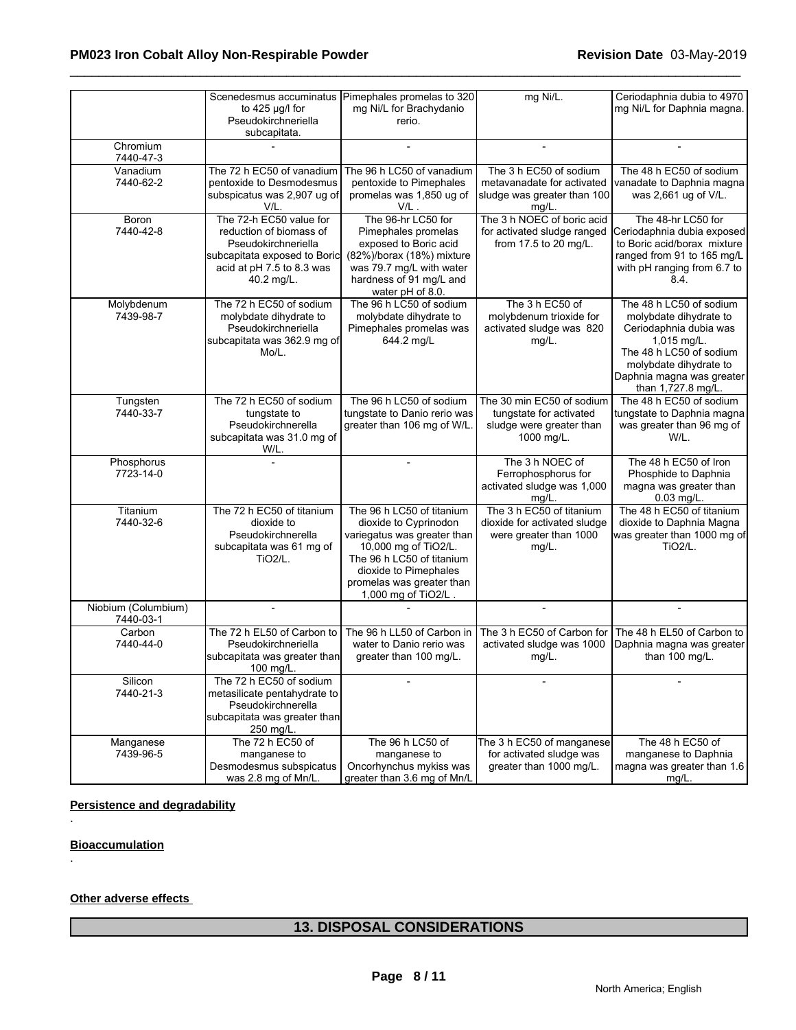| | | | | |
|---|---|---|---|---|
| | Scenedesmus accuminatus to 425 µg/l for Pseudokirchneriella subcapitata. | Pimephales promelas to 320 mg Ni/L for Brachydanio rerio. | mg Ni/L. | Ceriodaphnia dubia to 4970 mg Ni/L for Daphnia magna. |
| Chromium 7440-47-3 | - | - | - | - |
| Vanadium 7440-62-2 | The 72 h EC50 of vanadium pentoxide to Desmodesmus subspicatus was 2,907 ug of V/L. | The 96 h LC50 of vanadium pentoxide to Pimephales promelas was 1,850 ug of V/L . | The 3 h EC50 of sodium metavanadate for activated sludge was greater than 100 mg/L. | The 48 h EC50 of sodium vanadate to Daphnia magna was 2,661 ug of V/L. |
| Boron 7440-42-8 | The 72-h EC50 value for reduction of biomass of Pseudokirchneriella subcapitata exposed to Boric acid at pH 7.5 to 8.3 was 40.2 mg/L. | The 96-hr LC50 for Pimephales promelas exposed to Boric acid (82%)/borax (18%) mixture was 79.7 mg/L with water hardness of 91 mg/L and water pH of 8.0. | The 3 h NOEC of boric acid for activated sludge ranged from 17.5 to 20 mg/L. | The 48-hr LC50 for Ceriodaphnia dubia exposed to Boric acid/borax mixture ranged from 91 to 165 mg/L with pH ranging from 6.7 to 8.4. |
| Molybdenum 7439-98-7 | The 72 h EC50 of sodium molybdate dihydrate to Pseudokirchneriella subcapitata was 362.9 mg of Mo/L. | The 96 h LC50 of sodium molybdate dihydrate to Pimephales promelas was 644.2 mg/L | The 3 h EC50 of molybdenum trioxide for activated sludge was 820 mg/L. | The 48 h LC50 of sodium molybdate dihydrate to Ceriodaphnia dubia was 1,015 mg/L. The 48 h LC50 of sodium molybdate dihydrate to Daphnia magna was greater than 1,727.8 mg/L. |
| Tungsten 7440-33-7 | The 72 h EC50 of sodium tungstate to Pseudokirchnerella subcapitata was 31.0 mg of W/L. | The 96 h LC50 of sodium tungstate to Danio rerio was greater than 106 mg of W/L. | The 30 min EC50 of sodium tungstate for activated sludge were greater than 1000 mg/L. | The 48 h EC50 of sodium tungstate to Daphnia magna was greater than 96 mg of W/L. |
| Phosphorus 7723-14-0 | - | - | The 3 h NOEC of Ferrophosphorus for activated sludge was 1,000 mg/L. | The 48 h EC50 of Iron Phosphide to Daphnia magna was greater than 0.03 mg/L. |
| Titanium 7440-32-6 | The 72 h EC50 of titanium dioxide to Pseudokirchnerella subcapitata was 61 mg of TiO2/L. | The 96 h LC50 of titanium dioxide to Cyprinodon variegatus was greater than 10,000 mg of TiO2/L. The 96 h LC50 of titanium dioxide to Pimephales promelas was greater than 1,000 mg of TiO2/L . | The 3 h EC50 of titanium dioxide for activated sludge were greater than 1000 mg/L. | The 48 h EC50 of titanium dioxide to Daphnia Magna was greater than 1000 mg of TiO2/L. |
| Niobium (Columbium) 7440-03-1 | - | - | - | - |
| Carbon 7440-44-0 | The 72 h EL50 of Carbon to Pseudokirchneriella subcapitata was greater than 100 mg/L. | The 96 h LL50 of Carbon in water to Danio rerio was greater than 100 mg/L. | The 3 h EC50 of Carbon for activated sludge was 1000 mg/L. | The 48 h EL50 of Carbon to Daphnia magna was greater than 100 mg/L. |
| Silicon 7440-21-3 | The 72 h EC50 of sodium metasilicate pentahydrate to Pseudokirchnerella subcapitata was greater than 250 mg/L. | - | - | - |
| Manganese 7439-96-5 | The 72 h EC50 of manganese to Desmodesmus subspicatus was 2.8 mg of Mn/L. | The 96 h LC50 of manganese to Oncorhynchus mykiss was greater than 3.6 mg of Mn/L | The 3 h EC50 of manganese for activated sludge was greater than 1000 mg/L. | The 48 h EC50 of manganese to Daphnia magna was greater than 1.6 mg/L. |

**Persistence and degradability**

.

**Bioaccumulation**

.

**Other adverse effects**

## 13. DISPOSAL CONSIDERATIONS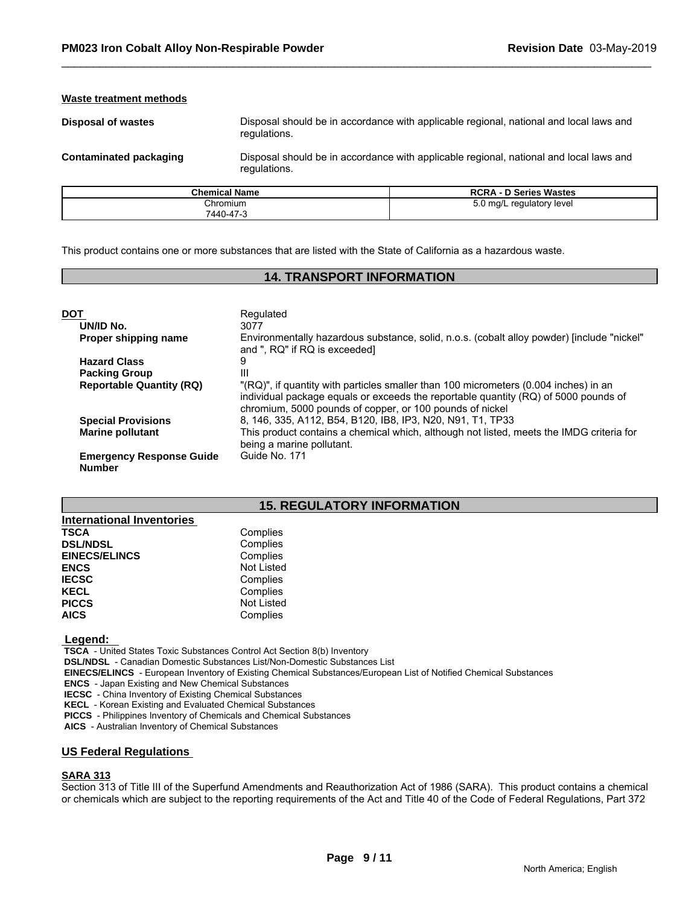**Waste treatment methods**

| | |
|---|---|
| **Disposal of wastes** | Disposal should be in accordance with applicable regional, national and local laws and regulations. |
| **Contaminated packaging** | Disposal should be in accordance with applicable regional, national and local laws and regulations. |

| Chemical Name | RCRA - D Series Wastes |
|---|---|
| Chromium<br>7440-47-3 | 5.0 mg/L regulatory level |

This product contains one or more substances that are listed with the State of California as a hazardous waste.

## 14. TRANSPORT INFORMATION

| | |
|---|---|
| **DOT** | Regulated |
| **UN/ID No.** | 3077 |
| **Proper shipping name** | Environmentally hazardous substance, solid, n.o.s. (cobalt alloy powder) [include "nickel" and ", RQ" if RQ is exceeded] |
| **Hazard Class** | 9 |
| **Packing Group** | III |
| **Reportable Quantity (RQ)** | "(RQ)", if quantity with particles smaller than 100 micrometers (0.004 inches) in an individual package equals or exceeds the reportable quantity (RQ) of 5000 pounds of chromium, 5000 pounds of copper, or 100 pounds of nickel |
| **Special Provisions** | 8, 146, 335, A112, B54, B120, IB8, IP3, N20, N91, T1, TP33 |
| **Marine pollutant** | This product contains a chemical which, although not listed, meets the IMDG criteria for being a marine pollutant. |
| **Emergency Response Guide Number** | Guide No. 171 |

## 15. REGULATORY INFORMATION

### International Inventories

| | |
|---|---|
| **TSCA** | Complies |
| **DSL/NDSL** | Complies |
| **EINECS/ELINCS** | Complies |
| **ENCS** | Not Listed |
| **IECSC** | Complies |
| **KECL** | Complies |
| **PICCS** | Not Listed |
| **AICS** | Complies |

**Legend:**

**TSCA** - United States Toxic Substances Control Act Section 8(b) Inventory
**DSL/NDSL** - Canadian Domestic Substances List/Non-Domestic Substances List
**EINECS/ELINCS** - European Inventory of Existing Chemical Substances/European List of Notified Chemical Substances
**ENCS** - Japan Existing and New Chemical Substances
**IECSC** - China Inventory of Existing Chemical Substances
**KECL** - Korean Existing and Evaluated Chemical Substances
**PICCS** - Philippines Inventory of Chemicals and Chemical Substances
**AICS** - Australian Inventory of Chemical Substances

### US Federal Regulations

**SARA 313**

Section 313 of Title III of the Superfund Amendments and Reauthorization Act of 1986 (SARA). This product contains a chemical or chemicals which are subject to the reporting requirements of the Act and Title 40 of the Code of Federal Regulations, Part 372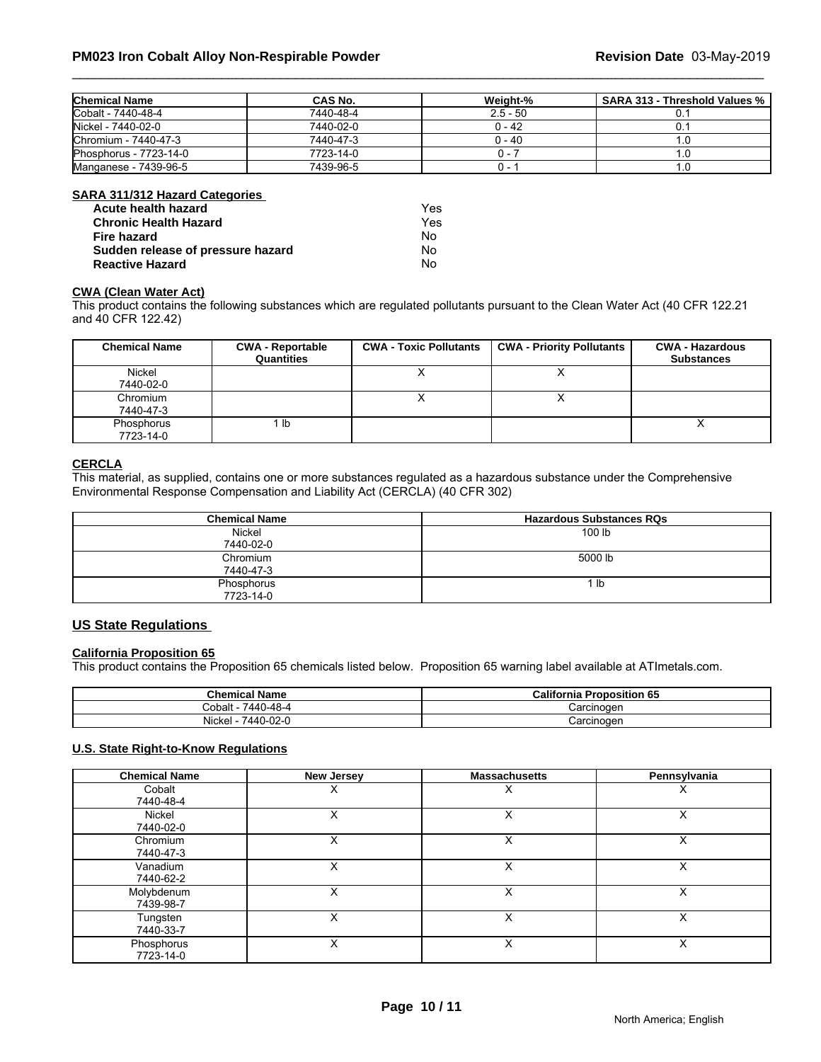| Chemical Name | CAS No. | Weight-% | SARA 313 - Threshold Values % |
| --- | --- | --- | --- |
| Cobalt - 7440-48-4 | 7440-48-4 | 2.5 - 50 | 0.1 |
| Nickel - 7440-02-0 | 7440-02-0 | 0 - 42 | 0.1 |
| Chromium - 7440-47-3 | 7440-47-3 | 0 - 40 | 1.0 |
| Phosphorus - 7723-14-0 | 7723-14-0 | 0 - 7 | 1.0 |
| Manganese - 7439-96-5 | 7439-96-5 | 0 - 1 | 1.0 |

**SARA 311/312 Hazard Categories**

| | |
| --- | --- |
| **Acute health hazard** | Yes |
| **Chronic Health Hazard** | Yes |
| **Fire hazard** | No |
| **Sudden release of pressure hazard** | No |
| **Reactive Hazard** | No |

**CWA (Clean Water Act)**

This product contains the following substances which are regulated pollutants pursuant to the Clean Water Act (40 CFR 122.21 and 40 CFR 122.42)

| Chemical Name | CWA - Reportable Quantities | CWA - Toxic Pollutants | CWA - Priority Pollutants | CWA - Hazardous Substances |
| --- | --- | --- | --- | --- |
| Nickel 7440-02-0 | | X | X | |
| Chromium 7440-47-3 | | X | X | |
| Phosphorus 7723-14-0 | 1 lb | | | X |

**CERCLA**

This material, as supplied, contains one or more substances regulated as a hazardous substance under the Comprehensive Environmental Response Compensation and Liability Act (CERCLA) (40 CFR 302)

| Chemical Name | Hazardous Substances RQs |
| --- | --- |
| Nickel 7440-02-0 | 100 lb |
| Chromium 7440-47-3 | 5000 lb |
| Phosphorus 7723-14-0 | 1 lb |

## US State Regulations

**California Proposition 65**

This product contains the Proposition 65 chemicals listed below. Proposition 65 warning label available at ATImetals.com.

| Chemical Name | California Proposition 65 |
| --- | --- |
| Cobalt - 7440-48-4 | Carcinogen |
| Nickel - 7440-02-0 | Carcinogen |

**U.S. State Right-to-Know Regulations**

| Chemical Name | New Jersey | Massachusetts | Pennsylvania |
| --- | --- | --- | --- |
| Cobalt 7440-48-4 | X | X | X |
| Nickel 7440-02-0 | X | X | X |
| Chromium 7440-47-3 | X | X | X |
| Vanadium 7440-62-2 | X | X | X |
| Molybdenum 7439-98-7 | X | X | X |
| Tungsten 7440-33-7 | X | X | X |
| Phosphorus 7723-14-0 | X | X | X |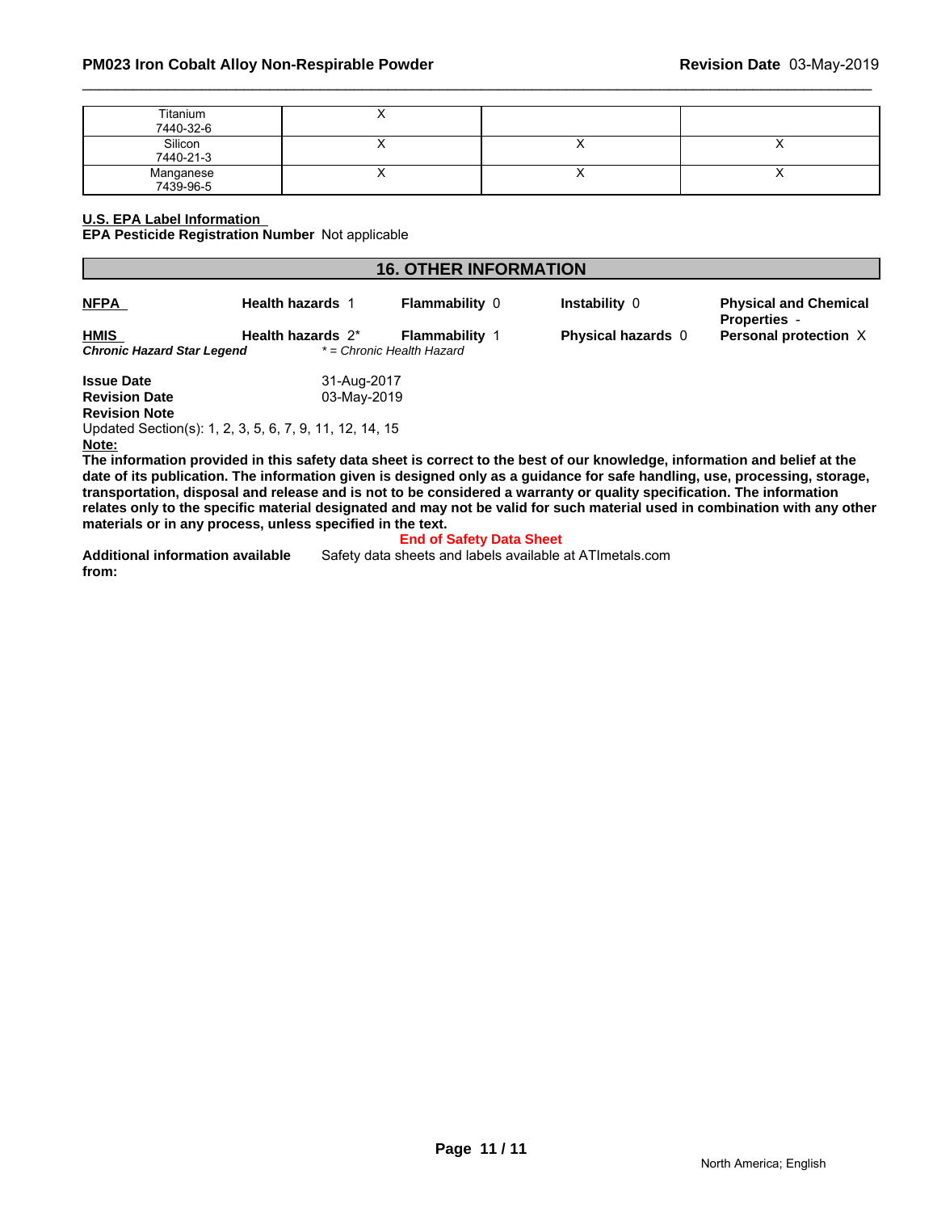| | | | |
|---|---|---|---|
| Titanium<br>7440-32-6 | X | | |
| Silicon<br>7440-21-3 | X | X | X |
| Manganese<br>7439-96-5 | X | X | X |

**U.S. EPA Label Information**

**EPA Pesticide Registration Number** Not applicable

## 16. OTHER INFORMATION

| | | | | |
|---|---|---|---|---|
| **NFPA** | **Health hazards** 1 | **Flammability** 0 | **Instability** 0 | **Physical and Chemical Properties** - |
| **HMIS** | **Health hazards** 2* | **Flammability** 1 | **Physical hazards** 0 | **Personal protection** X |

***Chronic Hazard Star Legend*** *\* = Chronic Health Hazard*

**Issue Date** 31-Aug-2017

**Revision Date** 03-May-2019

**Revision Note**

Updated Section(s): 1, 2, 3, 5, 6, 7, 9, 11, 12, 14, 15

**Note:**

**The information provided in this safety data sheet is correct to the best of our knowledge, information and belief at the date of its publication. The information given is designed only as a guidance for safe handling, use, processing, storage, transportation, disposal and release and is not to be considered a warranty or quality specification. The information relates only to the specific material designated and may not be valid for such material used in combination with any other materials or in any process, unless specified in the text.**

**End of Safety Data Sheet**

**Additional information available from:** Safety data sheets and labels available at ATImetals.com

North America; English